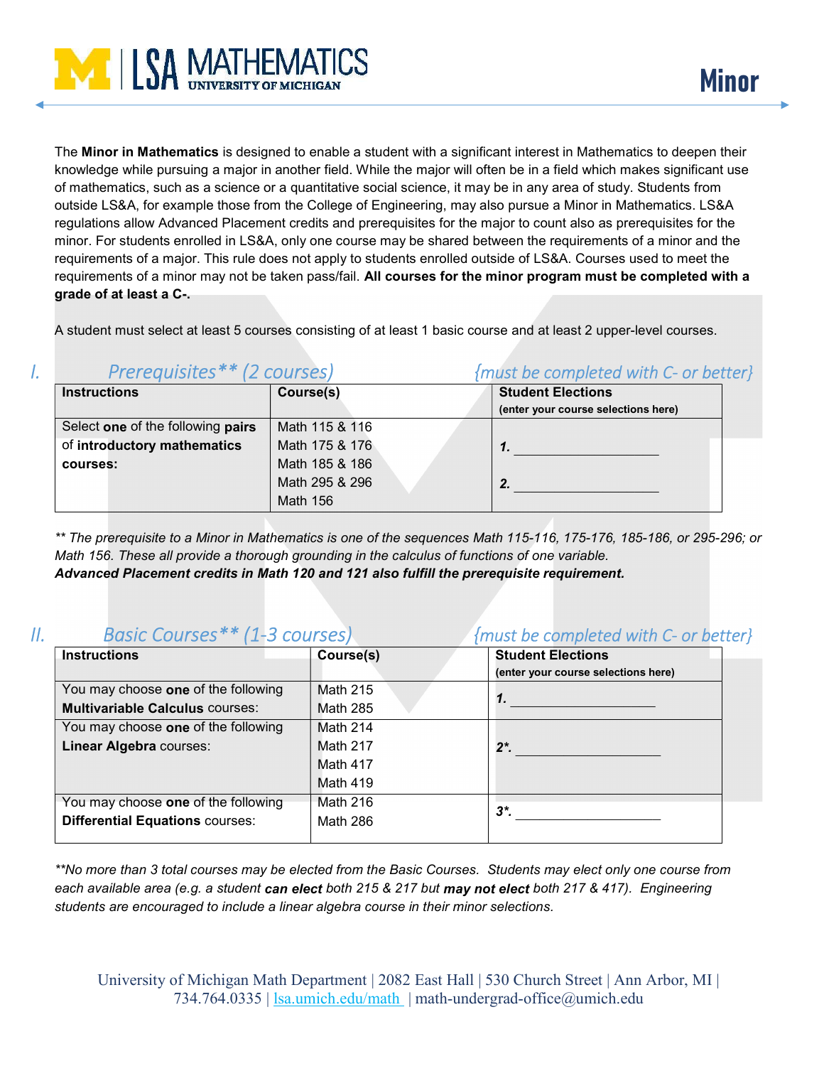# LSA MATHEMATICS — UNIVERSITY OF MICHIGAN

# Minor

The **Minor in Mathematics** is designed to enable a student with a significant interest in Mathematics to deepen their knowledge while pursuing a major in another field. While the major will often be in a field which makes significant use of mathematics, such as a science or a quantitative social science, it may be in any area of study. Students from outside LS&A, for example those from the College of Engineering, may also pursue a Minor in Mathematics. LS&A regulations allow Advanced Placement credits and prerequisites for the major to count also as prerequisites for the minor. For students enrolled in LS&A, only one course may be shared between the requirements of a minor and the requirements of a major. This rule does not apply to students enrolled outside of LS&A. Courses used to meet the requirements of a minor may not be taken pass/fail. **All courses for the minor program must be completed with a grade of at least a C-.**

A student must select at least 5 courses consisting of at least 1 basic course and at least 2 upper-level courses.

## I. *Prerequisites** (2 courses)* *{must be completed with C- or better}*

| Instructions | Course(s) | Student Elections (enter your course selections here) |
|---|---|---|
| Select **one** of the following **pairs** of **introductory mathematics courses:** | Math 115 & 116<br>Math 175 & 176<br>Math 185 & 186<br>Math 295 & 296<br>Math 156 | **1.** ___________________<br>**2.** ___________________ |

*** The prerequisite to a Minor in Mathematics is one of the sequences Math 115-116, 175-176, 185-186, or 295-296; or Math 156. These all provide a thorough grounding in the calculus of functions of one variable.*
***Advanced Placement credits in Math 120 and 121 also fulfill the prerequisite requirement.***

## II. *Basic Courses** (1-3 courses)* *{must be completed with C- or better}*

| Instructions | Course(s) | Student Elections (enter your course selections here) |
|---|---|---|
| You may choose **one** of the following **Multivariable Calculus** courses: | Math 215<br>Math 285 | **1.** ___________________ |
| You may choose **one** of the following **Linear Algebra** courses: | Math 214<br>Math 217<br>Math 417<br>Math 419 | **2*.** ___________________ |
| You may choose **one** of the following **Differential Equations** courses: | Math 216<br>Math 286 | **3*.** ___________________ |

**\*\*No more than 3 total courses may be elected from the Basic Courses. Students may elect only one course from each available area (e.g. a student *can elect* both 215 & 217 but *may not elect* both 217 & 417). Engineering students are encouraged to include a linear algebra course in their minor selections.*

University of Michigan Math Department | 2082 East Hall | 530 Church Street | Ann Arbor, MI | 734.764.0335 | lsa.umich.edu/math | math-undergrad-office@umich.edu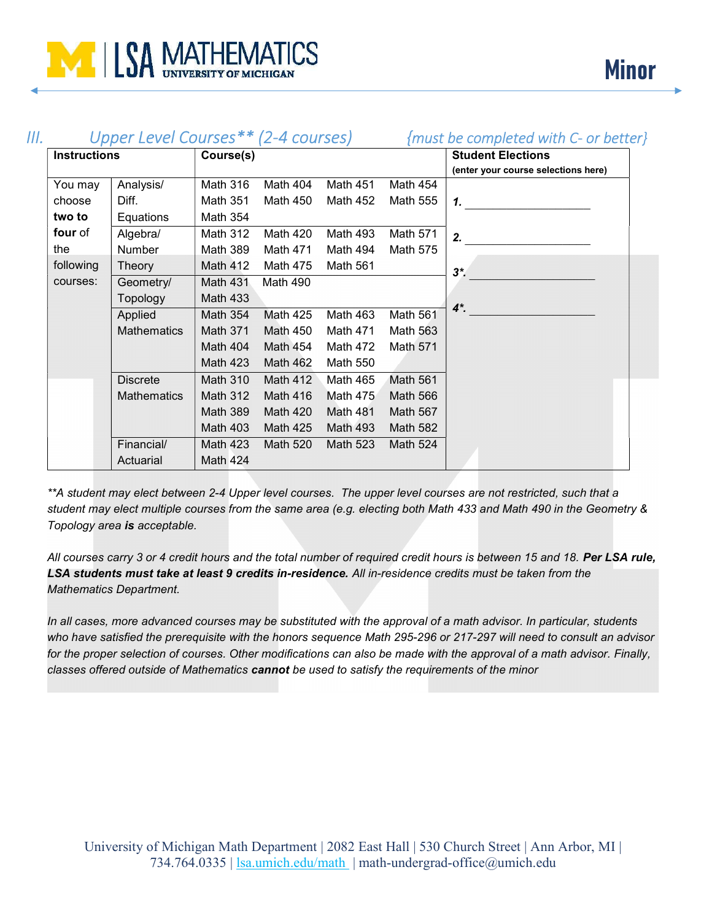## III. *Upper Level Courses** (2-4 courses)* *{must be completed with C- or better}*

| Instructions | | Course(s) | | | | Student Elections (enter your course selections here) |
|---|---|---|---|---|---|---|
| You may choose **two to four** of the following courses: | Analysis/ Diff. Equations | Math 316<br>Math 351<br>Math 354 | Math 404<br>Math 450 | Math 451<br>Math 452 | Math 454<br>Math 555 | **1.** ___________ |
| | Algebra/ Number Theory | Math 312<br>Math 389<br>Math 412 | Math 420<br>Math 471<br>Math 475 | Math 493<br>Math 494<br>Math 561 | Math 571<br>Math 575 | **2.** ___________ |
| | Geometry/ Topology | Math 431<br>Math 433 | Math 490 | | | **3*.** ___________ |
| | Applied Mathematics | Math 354<br>Math 371<br>Math 404<br>Math 423 | Math 425<br>Math 450<br>Math 454<br>Math 462 | Math 463<br>Math 471<br>Math 472<br>Math 550 | Math 561<br>Math 563<br>Math 571 | **4*.** ___________ |
| | Discrete Mathematics | Math 310<br>Math 312<br>Math 389<br>Math 403 | Math 412<br>Math 416<br>Math 420<br>Math 425 | Math 465<br>Math 475<br>Math 481<br>Math 493 | Math 561<br>Math 566<br>Math 567<br>Math 582 | |
| | Financial/ Actuarial | Math 423<br>Math 424 | Math 520 | Math 523 | Math 524 | |

*\**A student may elect between 2-4 Upper level courses. The upper level courses are not restricted, such that a student may elect multiple courses from the same area (e.g. electing both Math 433 and Math 490 in the Geometry & Topology area **is** acceptable.*

*All courses carry 3 or 4 credit hours and the total number of required credit hours is between 15 and 18. **Per LSA rule, LSA students must take at least 9 credits in-residence.** All in-residence credits must be taken from the Mathematics Department.*

*In all cases, more advanced courses may be substituted with the approval of a math advisor. In particular, students who have satisfied the prerequisite with the honors sequence Math 295-296 or 217-297 will need to consult an advisor for the proper selection of courses. Other modifications can also be made with the approval of a math advisor. Finally, classes offered outside of Mathematics **cannot** be used to satisfy the requirements of the minor*

University of Michigan Math Department | 2082 East Hall | 530 Church Street | Ann Arbor, MI | 734.764.0335 | lsa.umich.edu/math | math-undergrad-office@umich.edu